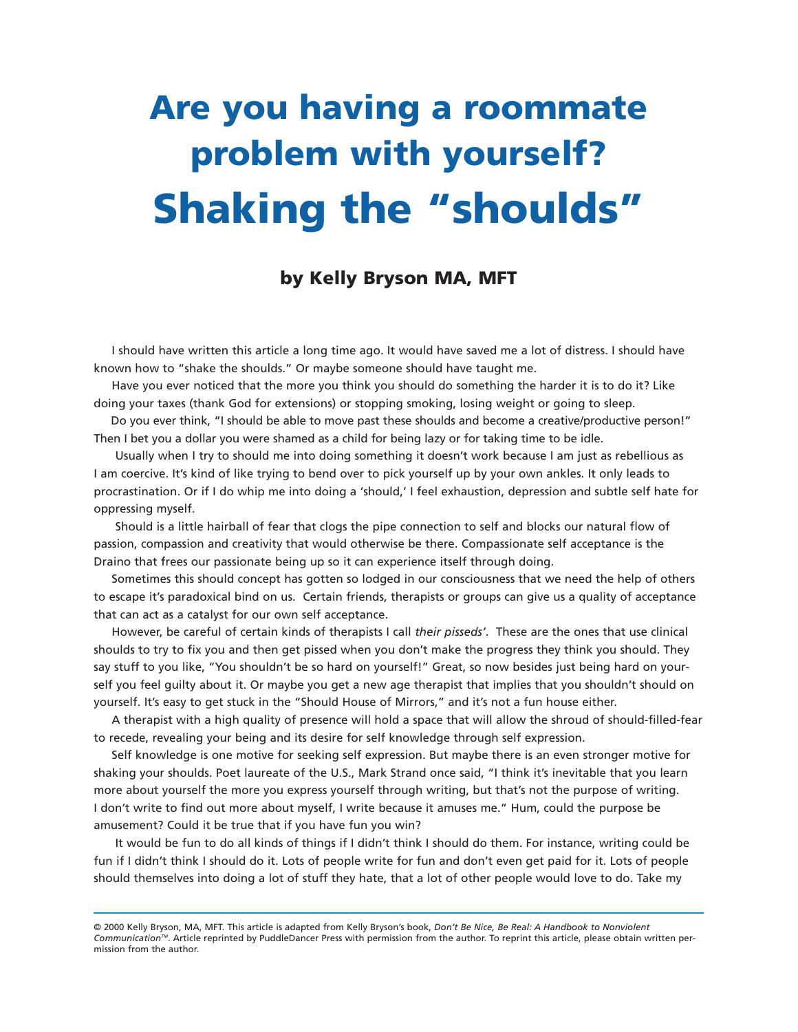# Are you having a roommate problem with yourself?

# Shaking the "shoulds"

### by Kelly Bryson MA, MFT

I should have written this article a long time ago. It would have saved me a lot of distress. I should have known how to "shake the shoulds." Or maybe someone should have taught me.

Have you ever noticed that the more you think you should do something the harder it is to do it? Like doing your taxes (thank God for extensions) or stopping smoking, losing weight or going to sleep.

Do you ever think, "I should be able to move past these shoulds and become a creative/productive person!" Then I bet you a dollar you were shamed as a child for being lazy or for taking time to be idle.

Usually when I try to should me into doing something it doesn't work because I am just as rebellious as I am coercive. It's kind of like trying to bend over to pick yourself up by your own ankles. It only leads to procrastination. Or if I do whip me into doing a 'should,' I feel exhaustion, depression and subtle self hate for oppressing myself.

Should is a little hairball of fear that clogs the pipe connection to self and blocks our natural flow of passion, compassion and creativity that would otherwise be there. Compassionate self acceptance is the Draino that frees our passionate being up so it can experience itself through doing.

Sometimes this should concept has gotten so lodged in our consciousness that we need the help of others to escape it's paradoxical bind on us. Certain friends, therapists or groups can give us a quality of acceptance that can act as a catalyst for our own self acceptance.

However, be careful of certain kinds of therapists I call *their pisseds'*. These are the ones that use clinical shoulds to try to fix you and then get pissed when you don't make the progress they think you should. They say stuff to you like, "You shouldn't be so hard on yourself!" Great, so now besides just being hard on yourself you feel guilty about it. Or maybe you get a new age therapist that implies that you shouldn't should on yourself. It's easy to get stuck in the "Should House of Mirrors," and it's not a fun house either.

A therapist with a high quality of presence will hold a space that will allow the shroud of should-filled-fear to recede, revealing your being and its desire for self knowledge through self expression.

Self knowledge is one motive for seeking self expression. But maybe there is an even stronger motive for shaking your shoulds. Poet laureate of the U.S., Mark Strand once said, "I think it's inevitable that you learn more about yourself the more you express yourself through writing, but that's not the purpose of writing. I don't write to find out more about myself, I write because it amuses me." Hum, could the purpose be amusement? Could it be true that if you have fun you win?

It would be fun to do all kinds of things if I didn't think I should do them. For instance, writing could be fun if I didn't think I should do it. Lots of people write for fun and don't even get paid for it. Lots of people should themselves into doing a lot of stuff they hate, that a lot of other people would love to do. Take my

---

© 2000 Kelly Bryson, MA, MFT. This article is adapted from Kelly Bryson's book, *Don't Be Nice, Be Real: A Handbook to Nonviolent Communication*™. Article reprinted by PuddleDancer Press with permission from the author. To reprint this article, please obtain written permission from the author.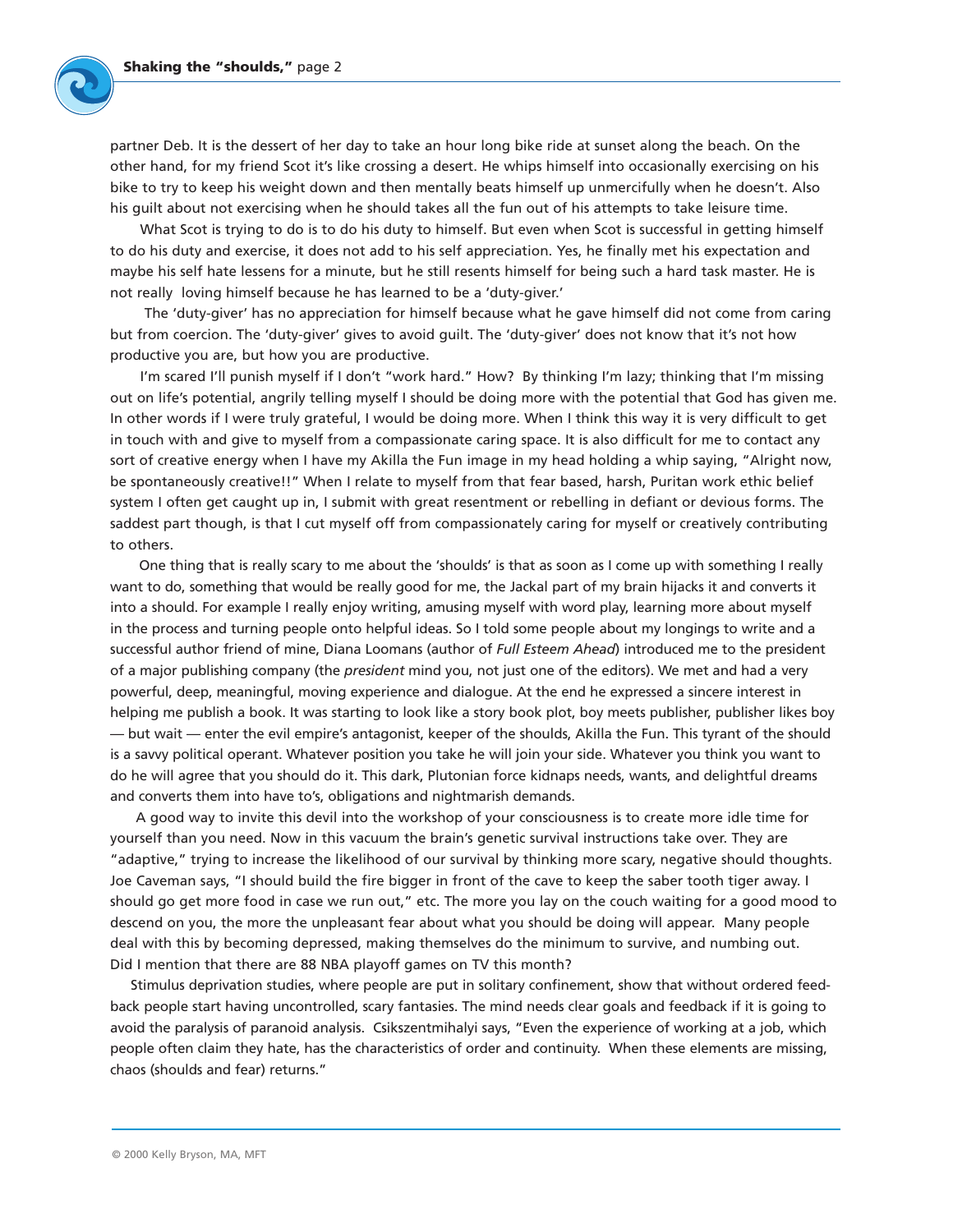partner Deb. It is the dessert of her day to take an hour long bike ride at sunset along the beach. On the other hand, for my friend Scot it's like crossing a desert. He whips himself into occasionally exercising on his bike to try to keep his weight down and then mentally beats himself up unmercifully when he doesn't. Also his guilt about not exercising when he should takes all the fun out of his attempts to take leisure time.

What Scot is trying to do is to do his duty to himself. But even when Scot is successful in getting himself to do his duty and exercise, it does not add to his self appreciation. Yes, he finally met his expectation and maybe his self hate lessens for a minute, but he still resents himself for being such a hard task master. He is not really loving himself because he has learned to be a 'duty-giver.'

The 'duty-giver' has no appreciation for himself because what he gave himself did not come from caring but from coercion. The 'duty-giver' gives to avoid guilt. The 'duty-giver' does not know that it's not how productive you are, but how you are productive.

I'm scared I'll punish myself if I don't "work hard." How? By thinking I'm lazy; thinking that I'm missing out on life's potential, angrily telling myself I should be doing more with the potential that God has given me. In other words if I were truly grateful, I would be doing more. When I think this way it is very difficult to get in touch with and give to myself from a compassionate caring space. It is also difficult for me to contact any sort of creative energy when I have my Akilla the Fun image in my head holding a whip saying, "Alright now, be spontaneously creative!!" When I relate to myself from that fear based, harsh, Puritan work ethic belief system I often get caught up in, I submit with great resentment or rebelling in defiant or devious forms. The saddest part though, is that I cut myself off from compassionately caring for myself or creatively contributing to others.

One thing that is really scary to me about the 'shoulds' is that as soon as I come up with something I really want to do, something that would be really good for me, the Jackal part of my brain hijacks it and converts it into a should. For example I really enjoy writing, amusing myself with word play, learning more about myself in the process and turning people onto helpful ideas. So I told some people about my longings to write and a successful author friend of mine, Diana Loomans (author of *Full Esteem Ahead*) introduced me to the president of a major publishing company (the *president* mind you, not just one of the editors). We met and had a very powerful, deep, meaningful, moving experience and dialogue. At the end he expressed a sincere interest in helping me publish a book. It was starting to look like a story book plot, boy meets publisher, publisher likes boy — but wait — enter the evil empire's antagonist, keeper of the shoulds, Akilla the Fun. This tyrant of the should is a savvy political operant. Whatever position you take he will join your side. Whatever you think you want to do he will agree that you should do it. This dark, Plutonian force kidnaps needs, wants, and delightful dreams and converts them into have to's, obligations and nightmarish demands.

A good way to invite this devil into the workshop of your consciousness is to create more idle time for yourself than you need. Now in this vacuum the brain's genetic survival instructions take over. They are "adaptive," trying to increase the likelihood of our survival by thinking more scary, negative should thoughts. Joe Caveman says, "I should build the fire bigger in front of the cave to keep the saber tooth tiger away. I should go get more food in case we run out," etc. The more you lay on the couch waiting for a good mood to descend on you, the more the unpleasant fear about what you should be doing will appear. Many people deal with this by becoming depressed, making themselves do the minimum to survive, and numbing out. Did I mention that there are 88 NBA playoff games on TV this month?

Stimulus deprivation studies, where people are put in solitary confinement, show that without ordered feedback people start having uncontrolled, scary fantasies. The mind needs clear goals and feedback if it is going to avoid the paralysis of paranoid analysis. Csikszentmihalyi says, "Even the experience of working at a job, which people often claim they hate, has the characteristics of order and continuity. When these elements are missing, chaos (shoulds and fear) returns."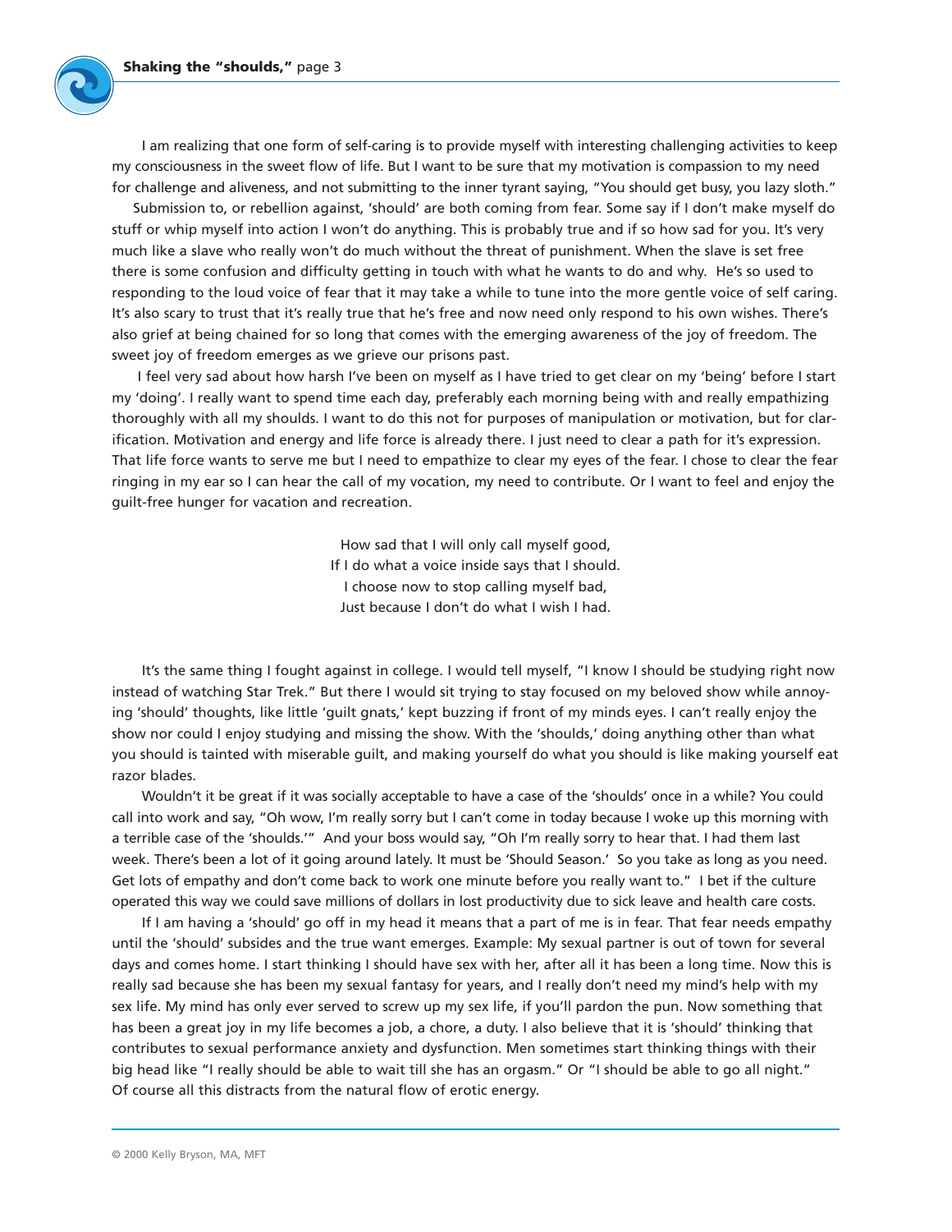I am realizing that one form of self-caring is to provide myself with interesting challenging activities to keep my consciousness in the sweet flow of life. But I want to be sure that my motivation is compassion to my need for challenge and aliveness, and not submitting to the inner tyrant saying, "You should get busy, you lazy sloth."

Submission to, or rebellion against, 'should' are both coming from fear. Some say if I don't make myself do stuff or whip myself into action I won't do anything. This is probably true and if so how sad for you. It's very much like a slave who really won't do much without the threat of punishment. When the slave is set free there is some confusion and difficulty getting in touch with what he wants to do and why. He's so used to responding to the loud voice of fear that it may take a while to tune into the more gentle voice of self caring. It's also scary to trust that it's really true that he's free and now need only respond to his own wishes. There's also grief at being chained for so long that comes with the emerging awareness of the joy of freedom. The sweet joy of freedom emerges as we grieve our prisons past.

I feel very sad about how harsh I've been on myself as I have tried to get clear on my 'being' before I start my 'doing'. I really want to spend time each day, preferably each morning being with and really empathizing thoroughly with all my shoulds. I want to do this not for purposes of manipulation or motivation, but for clarification. Motivation and energy and life force is already there. I just need to clear a path for it's expression. That life force wants to serve me but I need to empathize to clear my eyes of the fear. I chose to clear the fear ringing in my ear so I can hear the call of my vocation, my need to contribute. Or I want to feel and enjoy the guilt-free hunger for vacation and recreation.

How sad that I will only call myself good,  
If I do what a voice inside says that I should.  
I choose now to stop calling myself bad,  
Just because I don't do what I wish I had.

It's the same thing I fought against in college. I would tell myself, "I know I should be studying right now instead of watching Star Trek." But there I would sit trying to stay focused on my beloved show while annoying 'should' thoughts, like little 'guilt gnats,' kept buzzing if front of my minds eyes. I can't really enjoy the show nor could I enjoy studying and missing the show. With the 'shoulds,' doing anything other than what you should is tainted with miserable guilt, and making yourself do what you should is like making yourself eat razor blades.

Wouldn't it be great if it was socially acceptable to have a case of the 'shoulds' once in a while? You could call into work and say, "Oh wow, I'm really sorry but I can't come in today because I woke up this morning with a terrible case of the 'shoulds.'" And your boss would say, "Oh I'm really sorry to hear that. I had them last week. There's been a lot of it going around lately. It must be 'Should Season.' So you take as long as you need. Get lots of empathy and don't come back to work one minute before you really want to." I bet if the culture operated this way we could save millions of dollars in lost productivity due to sick leave and health care costs.

If I am having a 'should' go off in my head it means that a part of me is in fear. That fear needs empathy until the 'should' subsides and the true want emerges. Example: My sexual partner is out of town for several days and comes home. I start thinking I should have sex with her, after all it has been a long time. Now this is really sad because she has been my sexual fantasy for years, and I really don't need my mind's help with my sex life. My mind has only ever served to screw up my sex life, if you'll pardon the pun. Now something that has been a great joy in my life becomes a job, a chore, a duty. I also believe that it is 'should' thinking that contributes to sexual performance anxiety and dysfunction. Men sometimes start thinking things with their big head like "I really should be able to wait till she has an orgasm." Or "I should be able to go all night." Of course all this distracts from the natural flow of erotic energy.

© 2000 Kelly Bryson, MA, MFT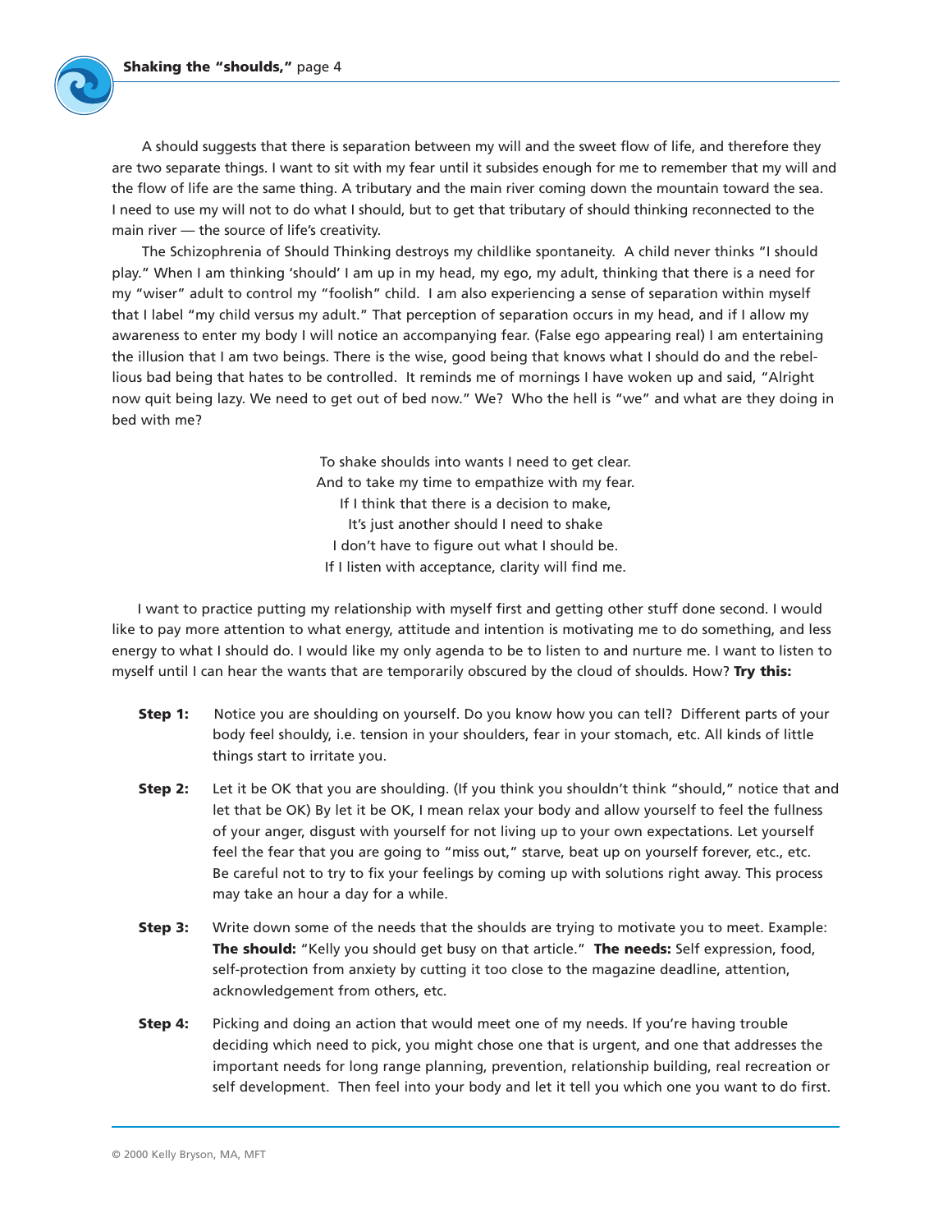A should suggests that there is separation between my will and the sweet flow of life, and therefore they are two separate things. I want to sit with my fear until it subsides enough for me to remember that my will and the flow of life are the same thing. A tributary and the main river coming down the mountain toward the sea. I need to use my will not to do what I should, but to get that tributary of should thinking reconnected to the main river — the source of life's creativity.

The Schizophrenia of Should Thinking destroys my childlike spontaneity. A child never thinks "I should play." When I am thinking 'should' I am up in my head, my ego, my adult, thinking that there is a need for my "wiser" adult to control my "foolish" child. I am also experiencing a sense of separation within myself that I label "my child versus my adult." That perception of separation occurs in my head, and if I allow my awareness to enter my body I will notice an accompanying fear. (False ego appearing real) I am entertaining the illusion that I am two beings. There is the wise, good being that knows what I should do and the rebellious bad being that hates to be controlled. It reminds me of mornings I have woken up and said, "Alright now quit being lazy. We need to get out of bed now." We? Who the hell is "we" and what are they doing in bed with me?

To shake shoulds into wants I need to get clear.
And to take my time to empathize with my fear.
If I think that there is a decision to make,
It's just another should I need to shake
I don't have to figure out what I should be.
If I listen with acceptance, clarity will find me.

I want to practice putting my relationship with myself first and getting other stuff done second. I would like to pay more attention to what energy, attitude and intention is motivating me to do something, and less energy to what I should do. I would like my only agenda to be to listen to and nurture me. I want to listen to myself until I can hear the wants that are temporarily obscured by the cloud of shoulds. How? **Try this:**

**Step 1:** Notice you are shoulding on yourself. Do you know how you can tell? Different parts of your body feel shouldy, i.e. tension in your shoulders, fear in your stomach, etc. All kinds of little things start to irritate you.

**Step 2:** Let it be OK that you are shoulding. (If you think you shouldn't think "should," notice that and let that be OK) By let it be OK, I mean relax your body and allow yourself to feel the fullness of your anger, disgust with yourself for not living up to your own expectations. Let yourself feel the fear that you are going to "miss out," starve, beat up on yourself forever, etc., etc. Be careful not to try to fix your feelings by coming up with solutions right away. This process may take an hour a day for a while.

**Step 3:** Write down some of the needs that the shoulds are trying to motivate you to meet. Example: **The should:** "Kelly you should get busy on that article." **The needs:** Self expression, food, self-protection from anxiety by cutting it too close to the magazine deadline, attention, acknowledgement from others, etc.

**Step 4:** Picking and doing an action that would meet one of my needs. If you're having trouble deciding which need to pick, you might chose one that is urgent, and one that addresses the important needs for long range planning, prevention, relationship building, real recreation or self development. Then feel into your body and let it tell you which one you want to do first.

© 2000 Kelly Bryson, MA, MFT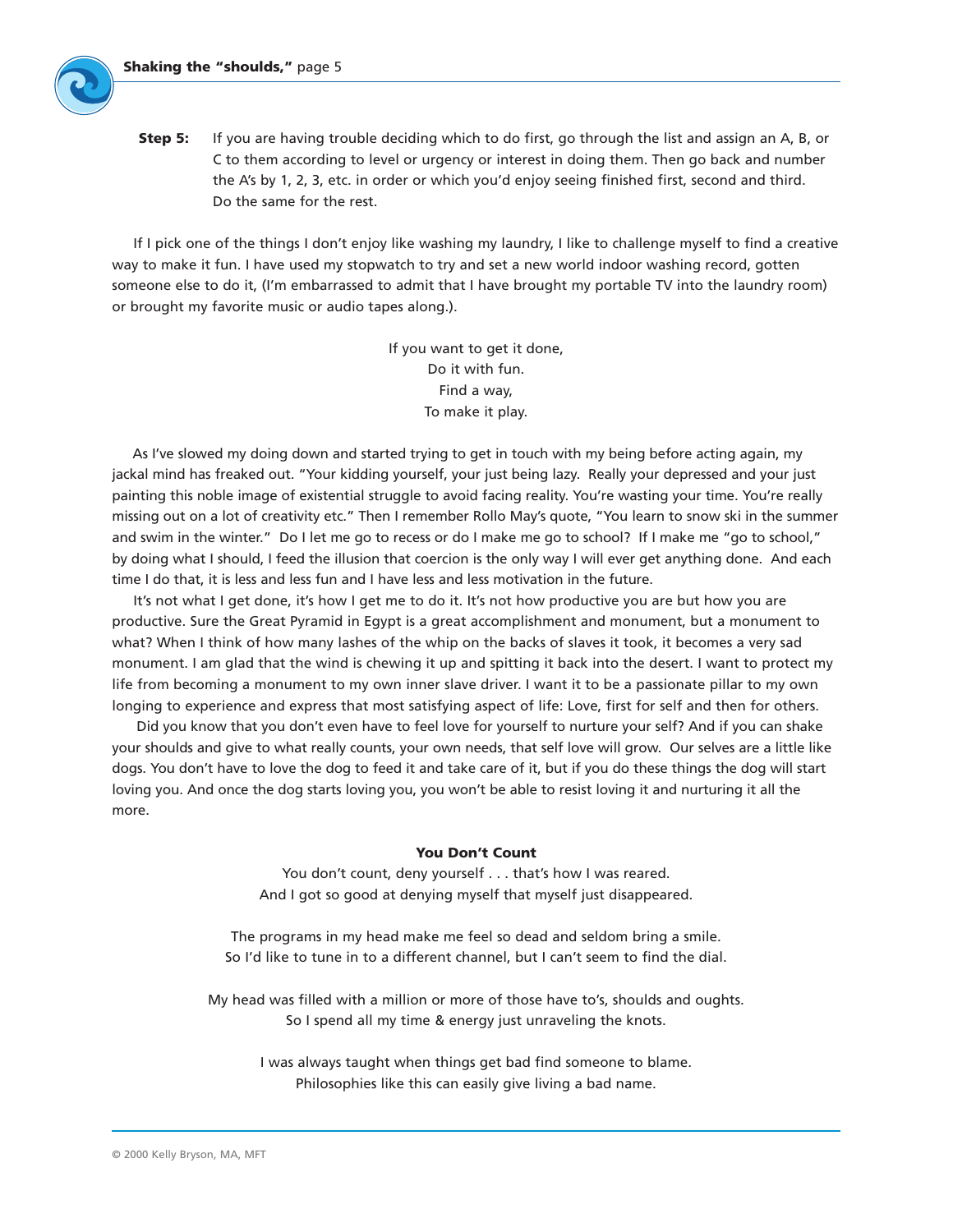**Step 5:** If you are having trouble deciding which to do first, go through the list and assign an A, B, or C to them according to level or urgency or interest in doing them. Then go back and number the A's by 1, 2, 3, etc. in order or which you'd enjoy seeing finished first, second and third. Do the same for the rest.

If I pick one of the things I don't enjoy like washing my laundry, I like to challenge myself to find a creative way to make it fun. I have used my stopwatch to try and set a new world indoor washing record, gotten someone else to do it, (I'm embarrassed to admit that I have brought my portable TV into the laundry room) or brought my favorite music or audio tapes along.).

If you want to get it done,  
Do it with fun.  
Find a way,  
To make it play.

As I've slowed my doing down and started trying to get in touch with my being before acting again, my jackal mind has freaked out. "Your kidding yourself, your just being lazy. Really your depressed and your just painting this noble image of existential struggle to avoid facing reality. You're wasting your time. You're really missing out on a lot of creativity etc." Then I remember Rollo May's quote, "You learn to snow ski in the summer and swim in the winter." Do I let me go to recess or do I make me go to school? If I make me "go to school," by doing what I should, I feed the illusion that coercion is the only way I will ever get anything done. And each time I do that, it is less and less fun and I have less and less motivation in the future.

It's not what I get done, it's how I get me to do it. It's not how productive you are but how you are productive. Sure the Great Pyramid in Egypt is a great accomplishment and monument, but a monument to what? When I think of how many lashes of the whip on the backs of slaves it took, it becomes a very sad monument. I am glad that the wind is chewing it up and spitting it back into the desert. I want to protect my life from becoming a monument to my own inner slave driver. I want it to be a passionate pillar to my own longing to experience and express that most satisfying aspect of life: Love, first for self and then for others.

Did you know that you don't even have to feel love for yourself to nurture your self? And if you can shake your shoulds and give to what really counts, your own needs, that self love will grow. Our selves are a little like dogs. You don't have to love the dog to feed it and take care of it, but if you do these things the dog will start loving you. And once the dog starts loving you, you won't be able to resist loving it and nurturing it all the more.

**You Don't Count**

You don't count, deny yourself . . . that's how I was reared.  
And I got so good at denying myself that myself just disappeared.

The programs in my head make me feel so dead and seldom bring a smile.  
So I'd like to tune in to a different channel, but I can't seem to find the dial.

My head was filled with a million or more of those have to's, shoulds and oughts.  
So I spend all my time & energy just unraveling the knots.

I was always taught when things get bad find someone to blame.  
Philosophies like this can easily give living a bad name.

© 2000 Kelly Bryson, MA, MFT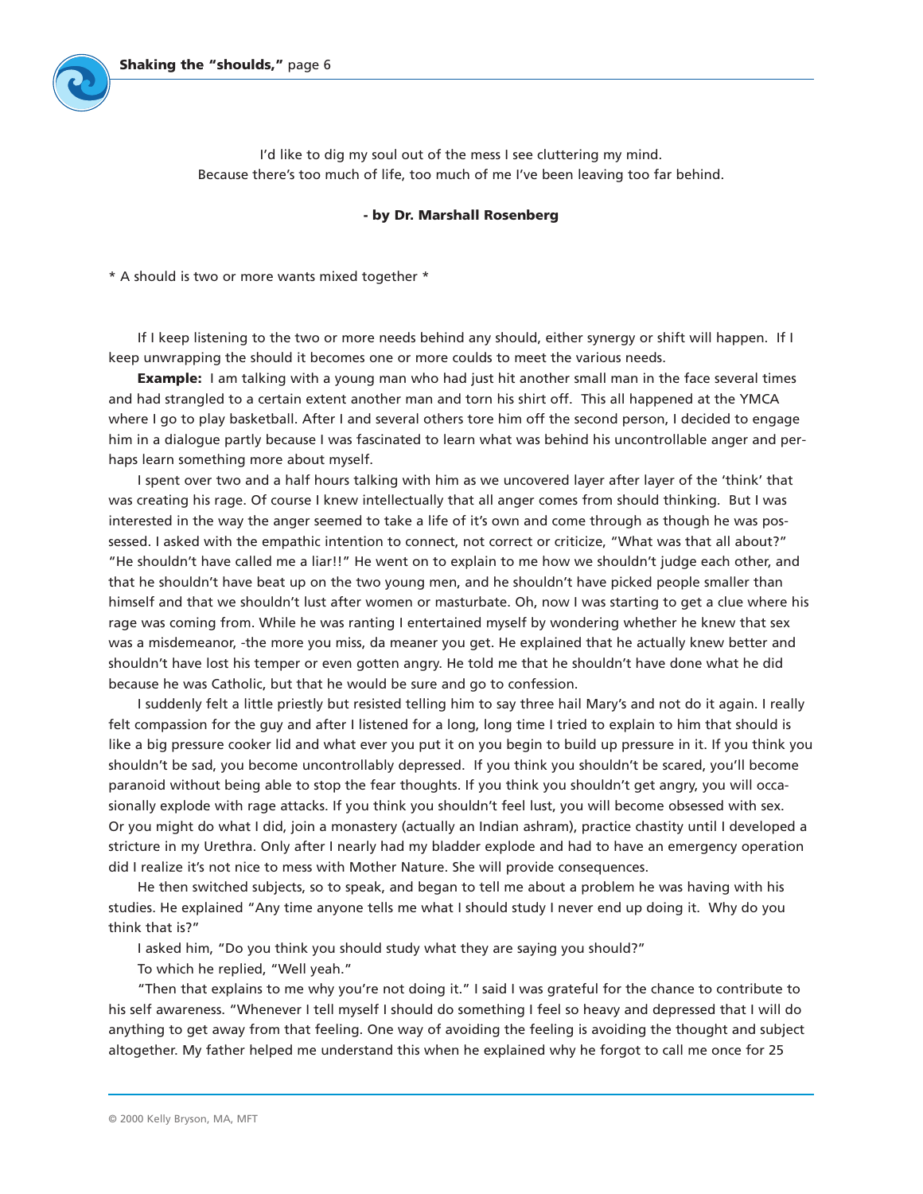I'd like to dig my soul out of the mess I see cluttering my mind.
Because there's too much of life, too much of me I've been leaving too far behind.

**- by Dr. Marshall Rosenberg**

* A should is two or more wants mixed together *

If I keep listening to the two or more needs behind any should, either synergy or shift will happen. If I keep unwrapping the should it becomes one or more coulds to meet the various needs.

**Example:** I am talking with a young man who had just hit another small man in the face several times and had strangled to a certain extent another man and torn his shirt off. This all happened at the YMCA where I go to play basketball. After I and several others tore him off the second person, I decided to engage him in a dialogue partly because I was fascinated to learn what was behind his uncontrollable anger and perhaps learn something more about myself.

I spent over two and a half hours talking with him as we uncovered layer after layer of the 'think' that was creating his rage. Of course I knew intellectually that all anger comes from should thinking. But I was interested in the way the anger seemed to take a life of it's own and come through as though he was possessed. I asked with the empathic intention to connect, not correct or criticize, "What was that all about?" "He shouldn't have called me a liar!!" He went on to explain to me how we shouldn't judge each other, and that he shouldn't have beat up on the two young men, and he shouldn't have picked people smaller than himself and that we shouldn't lust after women or masturbate. Oh, now I was starting to get a clue where his rage was coming from. While he was ranting I entertained myself by wondering whether he knew that sex was a misdemeanor, -the more you miss, da meaner you get. He explained that he actually knew better and shouldn't have lost his temper or even gotten angry. He told me that he shouldn't have done what he did because he was Catholic, but that he would be sure and go to confession.

I suddenly felt a little priestly but resisted telling him to say three hail Mary's and not do it again. I really felt compassion for the guy and after I listened for a long, long time I tried to explain to him that should is like a big pressure cooker lid and what ever you put it on you begin to build up pressure in it. If you think you shouldn't be sad, you become uncontrollably depressed. If you think you shouldn't be scared, you'll become paranoid without being able to stop the fear thoughts. If you think you shouldn't get angry, you will occasionally explode with rage attacks. If you think you shouldn't feel lust, you will become obsessed with sex. Or you might do what I did, join a monastery (actually an Indian ashram), practice chastity until I developed a stricture in my Urethra. Only after I nearly had my bladder explode and had to have an emergency operation did I realize it's not nice to mess with Mother Nature. She will provide consequences.

He then switched subjects, so to speak, and began to tell me about a problem he was having with his studies. He explained "Any time anyone tells me what I should study I never end up doing it. Why do you think that is?"

I asked him, "Do you think you should study what they are saying you should?"

To which he replied, "Well yeah."

"Then that explains to me why you're not doing it." I said I was grateful for the chance to contribute to his self awareness. "Whenever I tell myself I should do something I feel so heavy and depressed that I will do anything to get away from that feeling. One way of avoiding the feeling is avoiding the thought and subject altogether. My father helped me understand this when he explained why he forgot to call me once for 25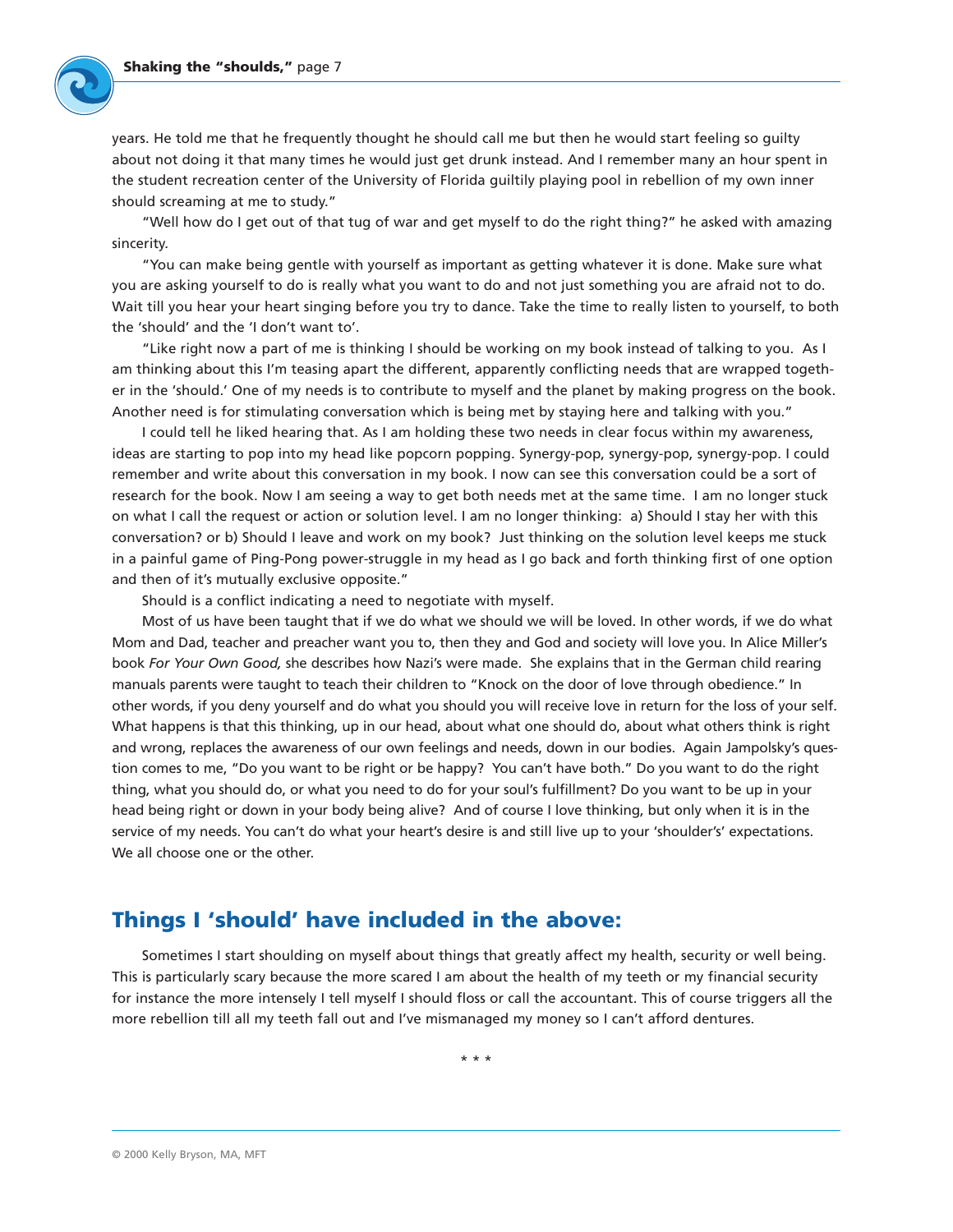years. He told me that he frequently thought he should call me but then he would start feeling so guilty about not doing it that many times he would just get drunk instead. And I remember many an hour spent in the student recreation center of the University of Florida guiltily playing pool in rebellion of my own inner should screaming at me to study."

"Well how do I get out of that tug of war and get myself to do the right thing?" he asked with amazing sincerity.

"You can make being gentle with yourself as important as getting whatever it is done. Make sure what you are asking yourself to do is really what you want to do and not just something you are afraid not to do. Wait till you hear your heart singing before you try to dance. Take the time to really listen to yourself, to both the 'should' and the 'I don't want to'.

"Like right now a part of me is thinking I should be working on my book instead of talking to you. As I am thinking about this I'm teasing apart the different, apparently conflicting needs that are wrapped together in the 'should.' One of my needs is to contribute to myself and the planet by making progress on the book. Another need is for stimulating conversation which is being met by staying here and talking with you."

I could tell he liked hearing that. As I am holding these two needs in clear focus within my awareness, ideas are starting to pop into my head like popcorn popping. Synergy-pop, synergy-pop, synergy-pop. I could remember and write about this conversation in my book. I now can see this conversation could be a sort of research for the book. Now I am seeing a way to get both needs met at the same time. I am no longer stuck on what I call the request or action or solution level. I am no longer thinking: a) Should I stay her with this conversation? or b) Should I leave and work on my book? Just thinking on the solution level keeps me stuck in a painful game of Ping-Pong power-struggle in my head as I go back and forth thinking first of one option and then of it's mutually exclusive opposite."

Should is a conflict indicating a need to negotiate with myself.

Most of us have been taught that if we do what we should we will be loved. In other words, if we do what Mom and Dad, teacher and preacher want you to, then they and God and society will love you. In Alice Miller's book *For Your Own Good,* she describes how Nazi's were made. She explains that in the German child rearing manuals parents were taught to teach their children to "Knock on the door of love through obedience." In other words, if you deny yourself and do what you should you will receive love in return for the loss of your self. What happens is that this thinking, up in our head, about what one should do, about what others think is right and wrong, replaces the awareness of our own feelings and needs, down in our bodies. Again Jampolsky's question comes to me, "Do you want to be right or be happy? You can't have both." Do you want to do the right thing, what you should do, or what you need to do for your soul's fulfillment? Do you want to be up in your head being right or down in your body being alive? And of course I love thinking, but only when it is in the service of my needs. You can't do what your heart's desire is and still live up to your 'shoulder's' expectations. We all choose one or the other.

## Things I 'should' have included in the above:

Sometimes I start shoulding on myself about things that greatly affect my health, security or well being. This is particularly scary because the more scared I am about the health of my teeth or my financial security for instance the more intensely I tell myself I should floss or call the accountant. This of course triggers all the more rebellion till all my teeth fall out and I've mismanaged my money so I can't afford dentures.

\* \* \*

© 2000 Kelly Bryson, MA, MFT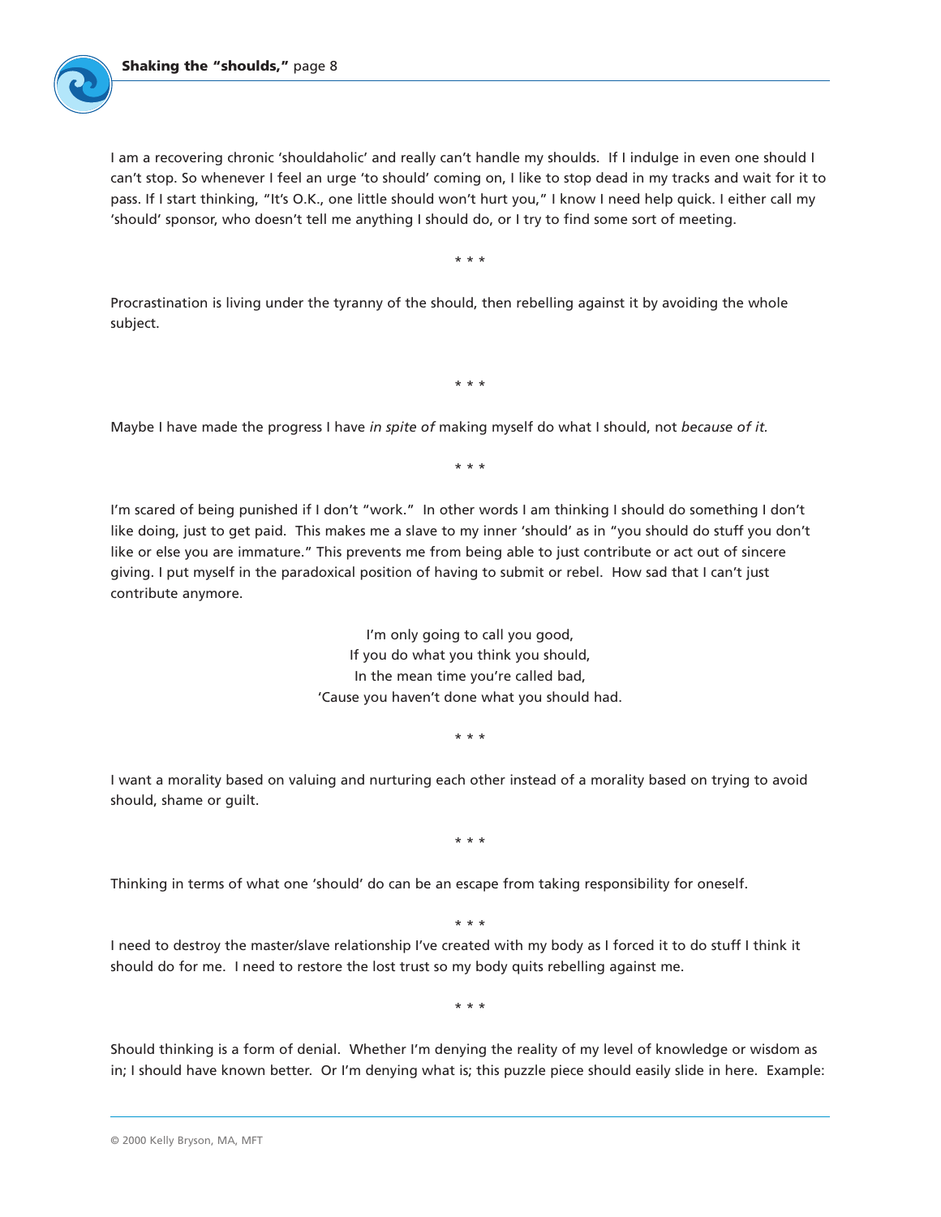I am a recovering chronic 'shouldaholic' and really can't handle my shoulds. If I indulge in even one should I can't stop. So whenever I feel an urge 'to should' coming on, I like to stop dead in my tracks and wait for it to pass. If I start thinking, "It's O.K., one little should won't hurt you," I know I need help quick. I either call my 'should' sponsor, who doesn't tell me anything I should do, or I try to find some sort of meeting.

\* \* \*

Procrastination is living under the tyranny of the should, then rebelling against it by avoiding the whole subject.

\* \* \*

Maybe I have made the progress I have *in spite of* making myself do what I should, not *because of it.*

\* \* \*

I'm scared of being punished if I don't "work." In other words I am thinking I should do something I don't like doing, just to get paid. This makes me a slave to my inner 'should' as in "you should do stuff you don't like or else you are immature." This prevents me from being able to just contribute or act out of sincere giving. I put myself in the paradoxical position of having to submit or rebel. How sad that I can't just contribute anymore.

I'm only going to call you good,  
If you do what you think you should,  
In the mean time you're called bad,  
'Cause you haven't done what you should had.

\* \* \*

I want a morality based on valuing and nurturing each other instead of a morality based on trying to avoid should, shame or guilt.

\* \* \*

Thinking in terms of what one 'should' do can be an escape from taking responsibility for oneself.

\* \* \*

I need to destroy the master/slave relationship I've created with my body as I forced it to do stuff I think it should do for me. I need to restore the lost trust so my body quits rebelling against me.

\* \* \*

Should thinking is a form of denial. Whether I'm denying the reality of my level of knowledge or wisdom as in; I should have known better. Or I'm denying what is; this puzzle piece should easily slide in here. Example: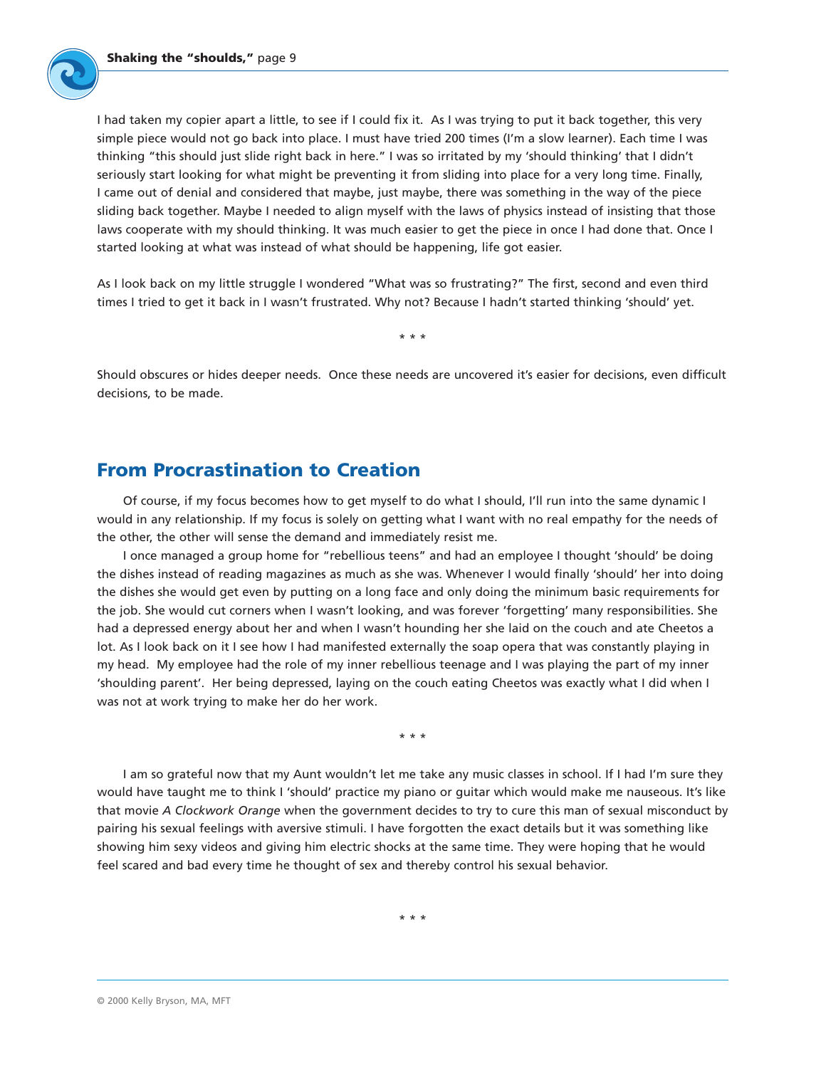I had taken my copier apart a little, to see if I could fix it. As I was trying to put it back together, this very simple piece would not go back into place. I must have tried 200 times (I'm a slow learner). Each time I was thinking "this should just slide right back in here." I was so irritated by my 'should thinking' that I didn't seriously start looking for what might be preventing it from sliding into place for a very long time. Finally, I came out of denial and considered that maybe, just maybe, there was something in the way of the piece sliding back together. Maybe I needed to align myself with the laws of physics instead of insisting that those laws cooperate with my should thinking. It was much easier to get the piece in once I had done that. Once I started looking at what was instead of what should be happening, life got easier.

As I look back on my little struggle I wondered "What was so frustrating?" The first, second and even third times I tried to get it back in I wasn't frustrated. Why not? Because I hadn't started thinking 'should' yet.

\* \* \*

Should obscures or hides deeper needs. Once these needs are uncovered it's easier for decisions, even difficult decisions, to be made.

## From Procrastination to Creation

Of course, if my focus becomes how to get myself to do what I should, I'll run into the same dynamic I would in any relationship. If my focus is solely on getting what I want with no real empathy for the needs of the other, the other will sense the demand and immediately resist me.

I once managed a group home for "rebellious teens" and had an employee I thought 'should' be doing the dishes instead of reading magazines as much as she was. Whenever I would finally 'should' her into doing the dishes she would get even by putting on a long face and only doing the minimum basic requirements for the job. She would cut corners when I wasn't looking, and was forever 'forgetting' many responsibilities. She had a depressed energy about her and when I wasn't hounding her she laid on the couch and ate Cheetos a lot. As I look back on it I see how I had manifested externally the soap opera that was constantly playing in my head. My employee had the role of my inner rebellious teenage and I was playing the part of my inner 'shoulding parent'. Her being depressed, laying on the couch eating Cheetos was exactly what I did when I was not at work trying to make her do her work.

\* \* \*

I am so grateful now that my Aunt wouldn't let me take any music classes in school. If I had I'm sure they would have taught me to think I 'should' practice my piano or guitar which would make me nauseous. It's like that movie *A Clockwork Orange* when the government decides to try to cure this man of sexual misconduct by pairing his sexual feelings with aversive stimuli. I have forgotten the exact details but it was something like showing him sexy videos and giving him electric shocks at the same time. They were hoping that he would feel scared and bad every time he thought of sex and thereby control his sexual behavior.

\* \* \*

© 2000 Kelly Bryson, MA, MFT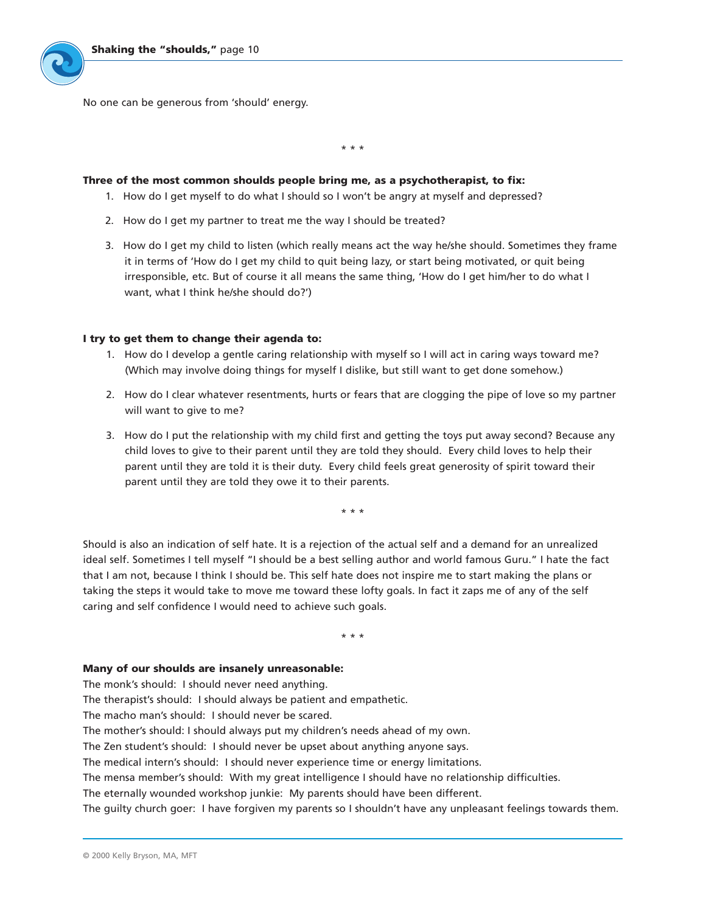No one can be generous from 'should' energy.

* * *

**Three of the most common shoulds people bring me, as a psychotherapist, to fix:**

1. How do I get myself to do what I should so I won't be angry at myself and depressed?
2. How do I get my partner to treat me the way I should be treated?
3. How do I get my child to listen (which really means act the way he/she should. Sometimes they frame it in terms of 'How do I get my child to quit being lazy, or start being motivated, or quit being irresponsible, etc. But of course it all means the same thing, 'How do I get him/her to do what I want, what I think he/she should do?')

**I try to get them to change their agenda to:**

1. How do I develop a gentle caring relationship with myself so I will act in caring ways toward me? (Which may involve doing things for myself I dislike, but still want to get done somehow.)
2. How do I clear whatever resentments, hurts or fears that are clogging the pipe of love so my partner will want to give to me?
3. How do I put the relationship with my child first and getting the toys put away second? Because any child loves to give to their parent until they are told they should. Every child loves to help their parent until they are told it is their duty. Every child feels great generosity of spirit toward their parent until they are told they owe it to their parents.

* * *

Should is also an indication of self hate. It is a rejection of the actual self and a demand for an unrealized ideal self. Sometimes I tell myself "I should be a best selling author and world famous Guru." I hate the fact that I am not, because I think I should be. This self hate does not inspire me to start making the plans or taking the steps it would take to move me toward these lofty goals. In fact it zaps me of any of the self caring and self confidence I would need to achieve such goals.

* * *

**Many of our shoulds are insanely unreasonable:**

The monk's should: I should never need anything.
The therapist's should: I should always be patient and empathetic.
The macho man's should: I should never be scared.
The mother's should: I should always put my children's needs ahead of my own.
The Zen student's should: I should never be upset about anything anyone says.
The medical intern's should: I should never experience time or energy limitations.
The mensa member's should: With my great intelligence I should have no relationship difficulties.
The eternally wounded workshop junkie: My parents should have been different.
The guilty church goer: I have forgiven my parents so I shouldn't have any unpleasant feelings towards them.

© 2000 Kelly Bryson, MA, MFT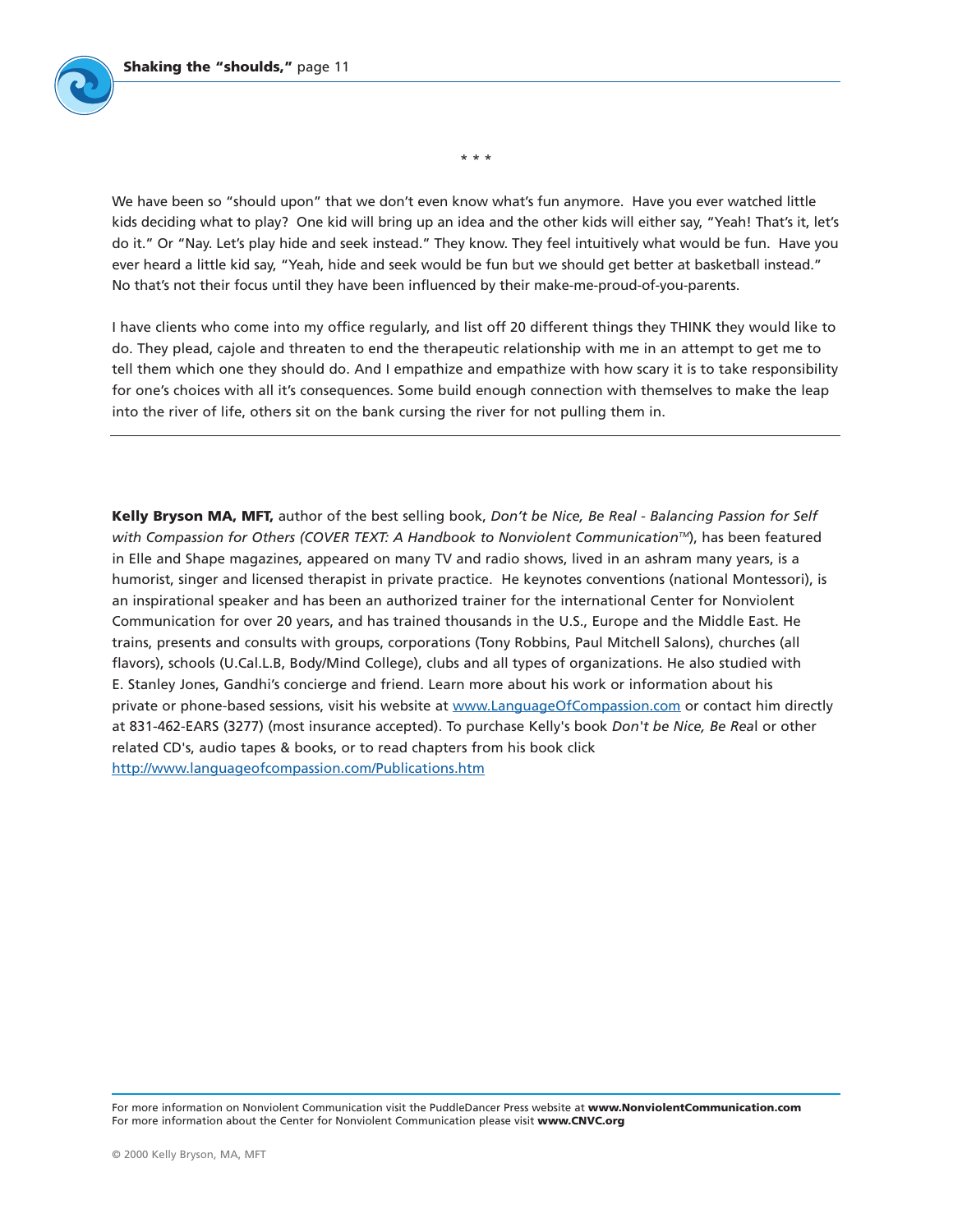\* \* \*

We have been so "should upon" that we don't even know what's fun anymore. Have you ever watched little kids deciding what to play? One kid will bring up an idea and the other kids will either say, "Yeah! That's it, let's do it." Or "Nay. Let's play hide and seek instead." They know. They feel intuitively what would be fun. Have you ever heard a little kid say, "Yeah, hide and seek would be fun but we should get better at basketball instead." No that's not their focus until they have been influenced by their make-me-proud-of-you-parents.

I have clients who come into my office regularly, and list off 20 different things they THINK they would like to do. They plead, cajole and threaten to end the therapeutic relationship with me in an attempt to get me to tell them which one they should do. And I empathize and empathize with how scary it is to take responsibility for one's choices with all it's consequences. Some build enough connection with themselves to make the leap into the river of life, others sit on the bank cursing the river for not pulling them in.

---

**Kelly Bryson MA, MFT,** author of the best selling book, *Don't be Nice, Be Real - Balancing Passion for Self with Compassion for Others (COVER TEXT: A Handbook to Nonviolent Communication™)*, has been featured in Elle and Shape magazines, appeared on many TV and radio shows, lived in an ashram many years, is a humorist, singer and licensed therapist in private practice. He keynotes conventions (national Montessori), is an inspirational speaker and has been an authorized trainer for the international Center for Nonviolent Communication for over 20 years, and has trained thousands in the U.S., Europe and the Middle East. He trains, presents and consults with groups, corporations (Tony Robbins, Paul Mitchell Salons), churches (all flavors), schools (U.Cal.L.B, Body/Mind College), clubs and all types of organizations. He also studied with E. Stanley Jones, Gandhi's concierge and friend. Learn more about his work or information about his private or phone-based sessions, visit his website at www.LanguageOfCompassion.com or contact him directly at 831-462-EARS (3277) (most insurance accepted). To purchase Kelly's book *Don't be Nice, Be Real* or other related CD's, audio tapes & books, or to read chapters from his book click http://www.languageofcompassion.com/Publications.htm

For more information on Nonviolent Communication visit the PuddleDancer Press website at **www.NonviolentCommunication.com**
For more information about the Center for Nonviolent Communication please visit **www.CNVC.org**

© 2000 Kelly Bryson, MA, MFT